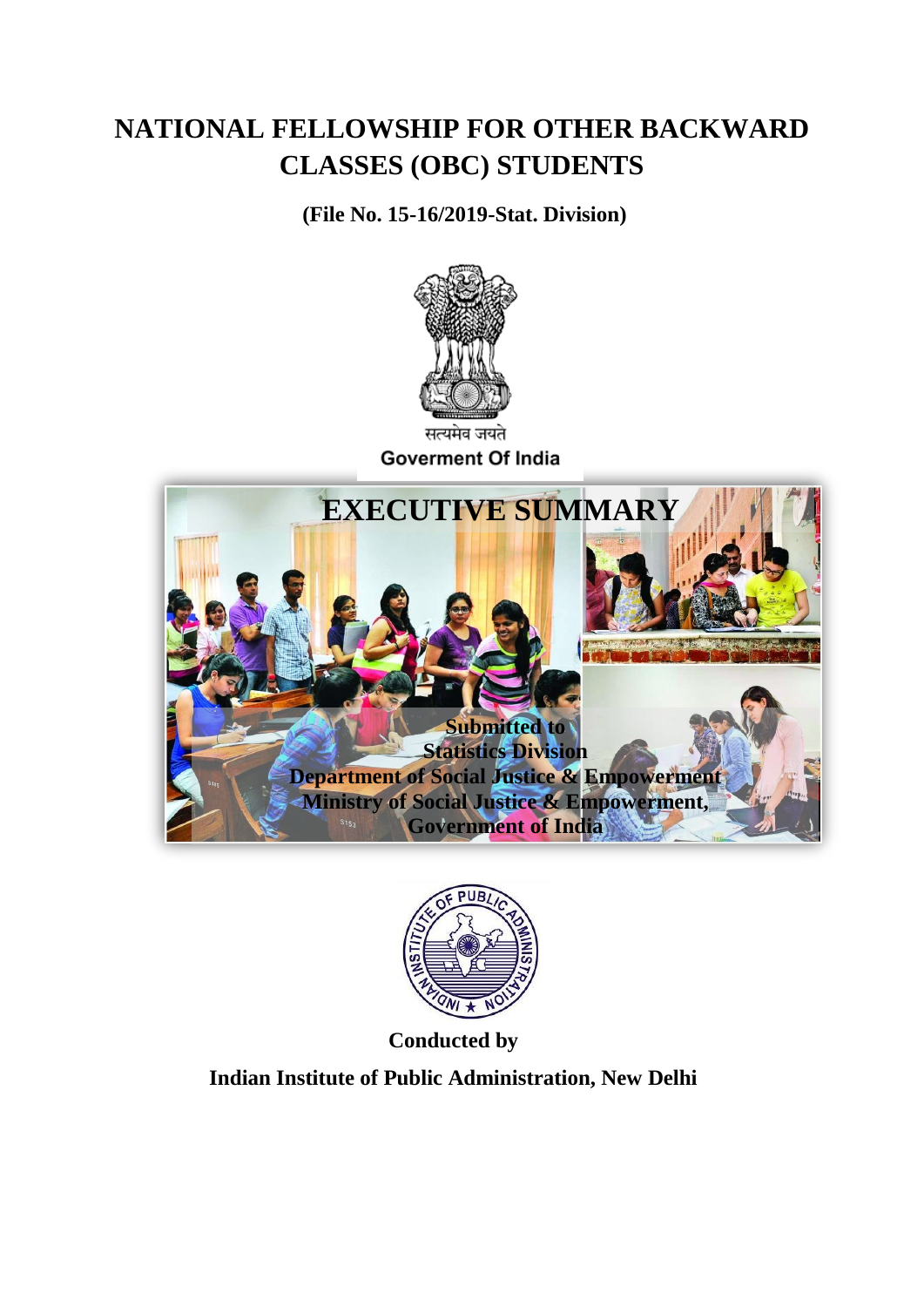# NATIONAL FELLOWSHIP FOR OTHER BACKWARD CLASSES (OBC) STUDENTS

**(File No. 15-16/2019-Stat. Division)**

सत्यमेव जयते

Goverment Of India

## EXECUTIVE SUMMARY

**Submitted to**
**Statistics Division**
**Department of Social Justice & Empowerment**
**Ministry of Social Justice & Empowerment,**
**Government of India**

**Conducted by**

**Indian Institute of Public Administration, New Delhi**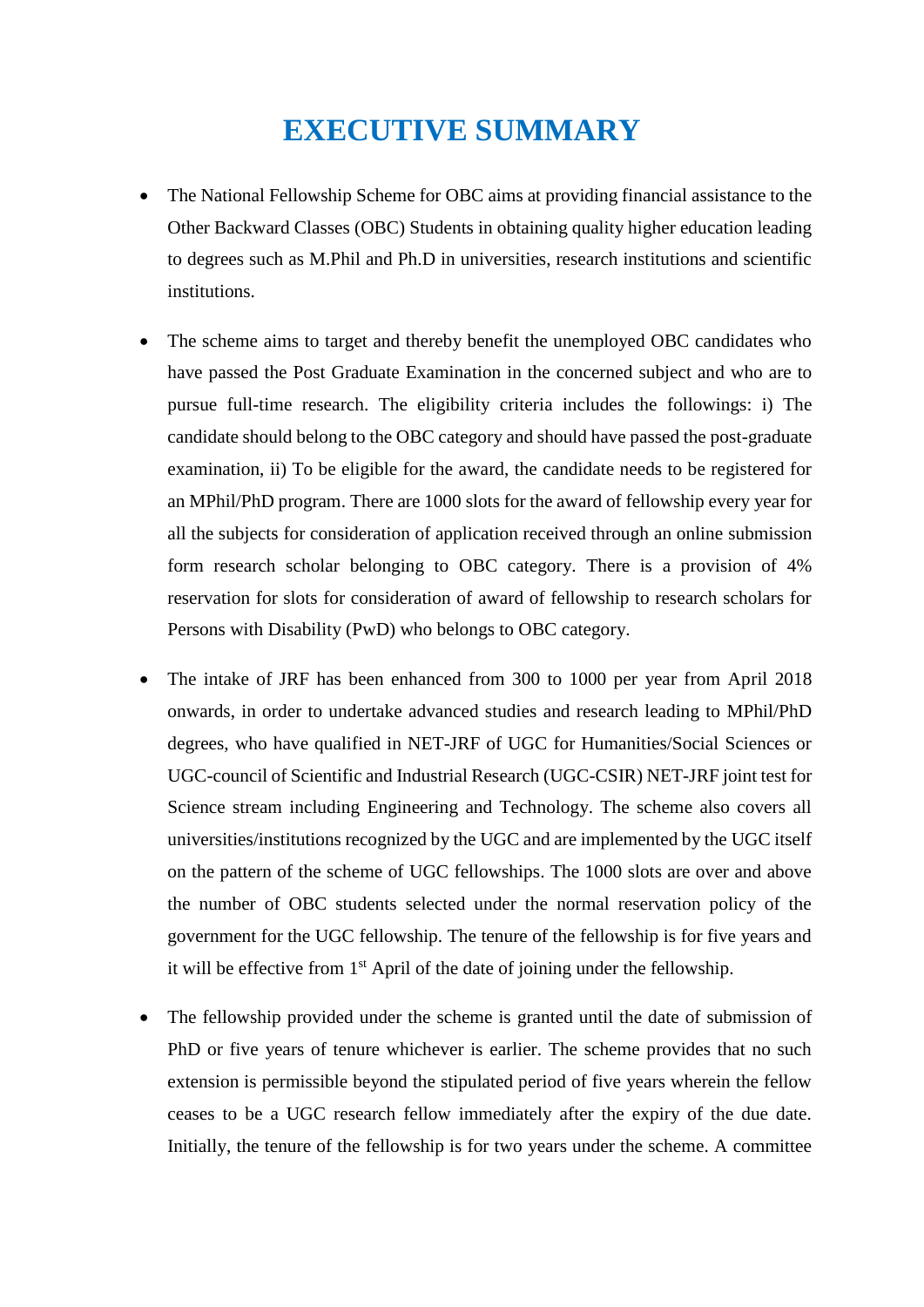# EXECUTIVE SUMMARY

- The National Fellowship Scheme for OBC aims at providing financial assistance to the Other Backward Classes (OBC) Students in obtaining quality higher education leading to degrees such as M.Phil and Ph.D in universities, research institutions and scientific institutions.

- The scheme aims to target and thereby benefit the unemployed OBC candidates who have passed the Post Graduate Examination in the concerned subject and who are to pursue full-time research. The eligibility criteria includes the followings: i) The candidate should belong to the OBC category and should have passed the post-graduate examination, ii) To be eligible for the award, the candidate needs to be registered for an MPhil/PhD program. There are 1000 slots for the award of fellowship every year for all the subjects for consideration of application received through an online submission form research scholar belonging to OBC category. There is a provision of 4% reservation for slots for consideration of award of fellowship to research scholars for Persons with Disability (PwD) who belongs to OBC category.

- The intake of JRF has been enhanced from 300 to 1000 per year from April 2018 onwards, in order to undertake advanced studies and research leading to MPhil/PhD degrees, who have qualified in NET-JRF of UGC for Humanities/Social Sciences or UGC-council of Scientific and Industrial Research (UGC-CSIR) NET-JRF joint test for Science stream including Engineering and Technology. The scheme also covers all universities/institutions recognized by the UGC and are implemented by the UGC itself on the pattern of the scheme of UGC fellowships. The 1000 slots are over and above the number of OBC students selected under the normal reservation policy of the government for the UGC fellowship. The tenure of the fellowship is for five years and it will be effective from 1st April of the date of joining under the fellowship.

- The fellowship provided under the scheme is granted until the date of submission of PhD or five years of tenure whichever is earlier. The scheme provides that no such extension is permissible beyond the stipulated period of five years wherein the fellow ceases to be a UGC research fellow immediately after the expiry of the due date. Initially, the tenure of the fellowship is for two years under the scheme. A committee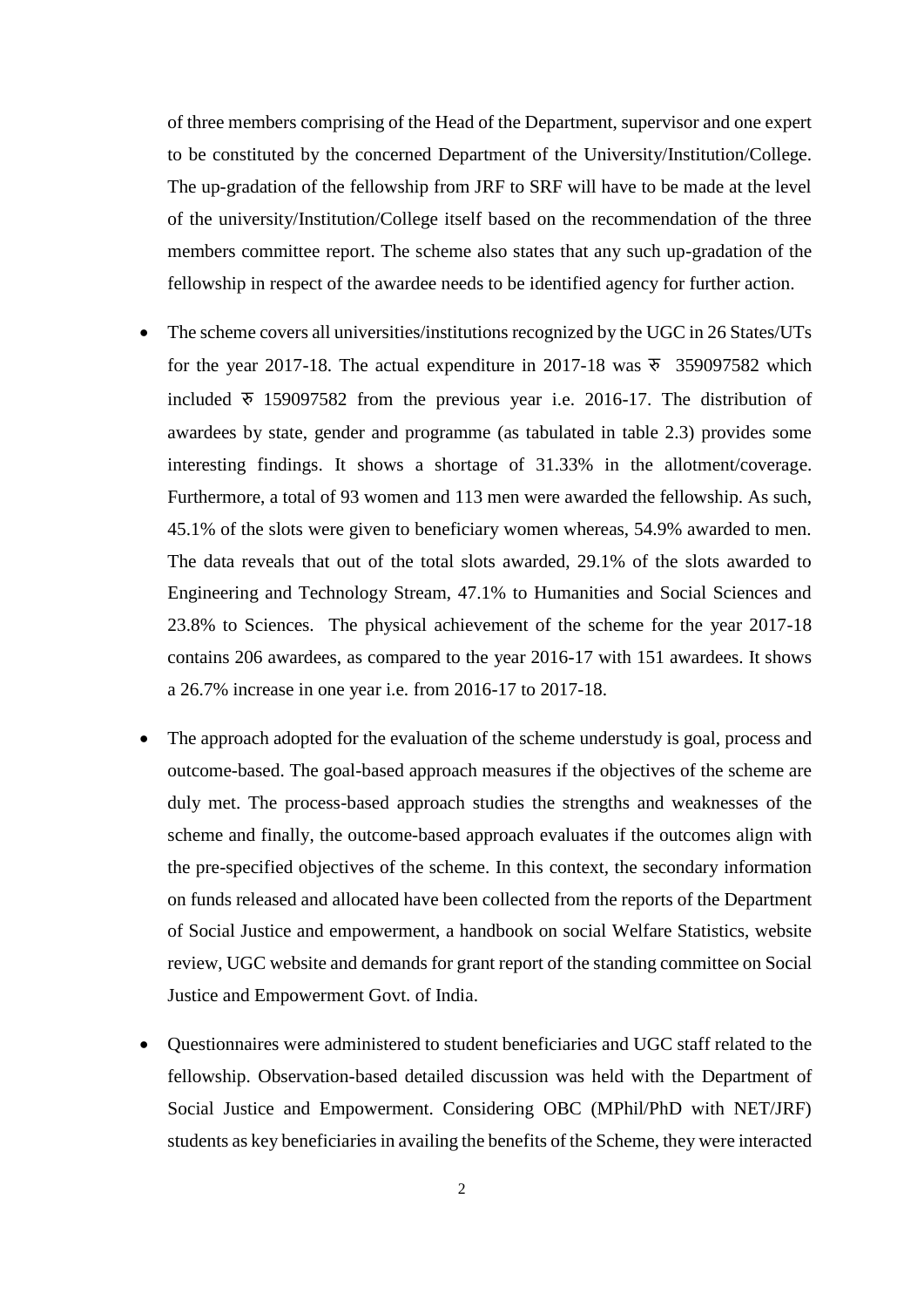of three members comprising of the Head of the Department, supervisor and one expert to be constituted by the concerned Department of the University/Institution/College. The up-gradation of the fellowship from JRF to SRF will have to be made at the level of the university/Institution/College itself based on the recommendation of the three members committee report. The scheme also states that any such up-gradation of the fellowship in respect of the awardee needs to be identified agency for further action.

- The scheme covers all universities/institutions recognized by the UGC in 26 States/UTs for the year 2017-18. The actual expenditure in 2017-18 was ₹ 359097582 which included ₹ 159097582 from the previous year i.e. 2016-17. The distribution of awardees by state, gender and programme (as tabulated in table 2.3) provides some interesting findings. It shows a shortage of 31.33% in the allotment/coverage. Furthermore, a total of 93 women and 113 men were awarded the fellowship. As such, 45.1% of the slots were given to beneficiary women whereas, 54.9% awarded to men. The data reveals that out of the total slots awarded, 29.1% of the slots awarded to Engineering and Technology Stream, 47.1% to Humanities and Social Sciences and 23.8% to Sciences. The physical achievement of the scheme for the year 2017-18 contains 206 awardees, as compared to the year 2016-17 with 151 awardees. It shows a 26.7% increase in one year i.e. from 2016-17 to 2017-18.

- The approach adopted for the evaluation of the scheme understudy is goal, process and outcome-based. The goal-based approach measures if the objectives of the scheme are duly met. The process-based approach studies the strengths and weaknesses of the scheme and finally, the outcome-based approach evaluates if the outcomes align with the pre-specified objectives of the scheme. In this context, the secondary information on funds released and allocated have been collected from the reports of the Department of Social Justice and empowerment, a handbook on social Welfare Statistics, website review, UGC website and demands for grant report of the standing committee on Social Justice and Empowerment Govt. of India.

- Questionnaires were administered to student beneficiaries and UGC staff related to the fellowship. Observation-based detailed discussion was held with the Department of Social Justice and Empowerment. Considering OBC (MPhil/PhD with NET/JRF) students as key beneficiaries in availing the benefits of the Scheme, they were interacted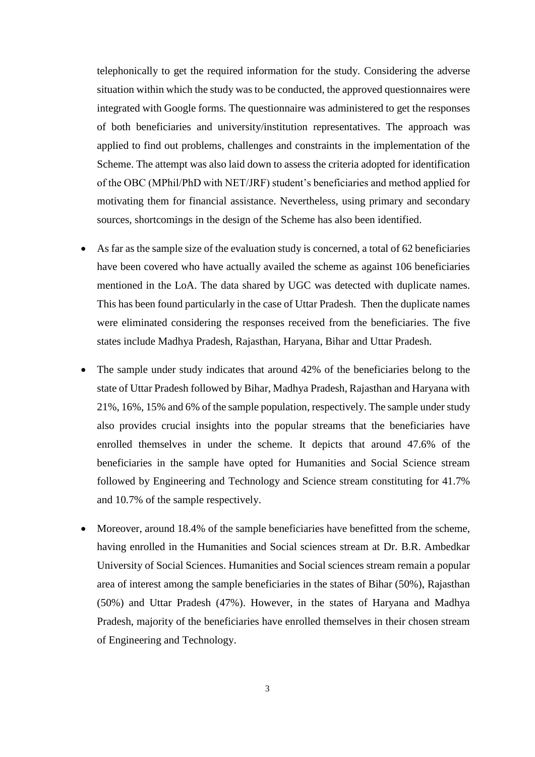telephonically to get the required information for the study. Considering the adverse situation within which the study was to be conducted, the approved questionnaires were integrated with Google forms. The questionnaire was administered to get the responses of both beneficiaries and university/institution representatives. The approach was applied to find out problems, challenges and constraints in the implementation of the Scheme. The attempt was also laid down to assess the criteria adopted for identification of the OBC (MPhil/PhD with NET/JRF) student's beneficiaries and method applied for motivating them for financial assistance. Nevertheless, using primary and secondary sources, shortcomings in the design of the Scheme has also been identified.

- As far as the sample size of the evaluation study is concerned, a total of 62 beneficiaries have been covered who have actually availed the scheme as against 106 beneficiaries mentioned in the LoA. The data shared by UGC was detected with duplicate names. This has been found particularly in the case of Uttar Pradesh. Then the duplicate names were eliminated considering the responses received from the beneficiaries. The five states include Madhya Pradesh, Rajasthan, Haryana, Bihar and Uttar Pradesh.
- The sample under study indicates that around 42% of the beneficiaries belong to the state of Uttar Pradesh followed by Bihar, Madhya Pradesh, Rajasthan and Haryana with 21%, 16%, 15% and 6% of the sample population, respectively. The sample under study also provides crucial insights into the popular streams that the beneficiaries have enrolled themselves in under the scheme. It depicts that around 47.6% of the beneficiaries in the sample have opted for Humanities and Social Science stream followed by Engineering and Technology and Science stream constituting for 41.7% and 10.7% of the sample respectively.
- Moreover, around 18.4% of the sample beneficiaries have benefitted from the scheme, having enrolled in the Humanities and Social sciences stream at Dr. B.R. Ambedkar University of Social Sciences. Humanities and Social sciences stream remain a popular area of interest among the sample beneficiaries in the states of Bihar (50%), Rajasthan (50%) and Uttar Pradesh (47%). However, in the states of Haryana and Madhya Pradesh, majority of the beneficiaries have enrolled themselves in their chosen stream of Engineering and Technology.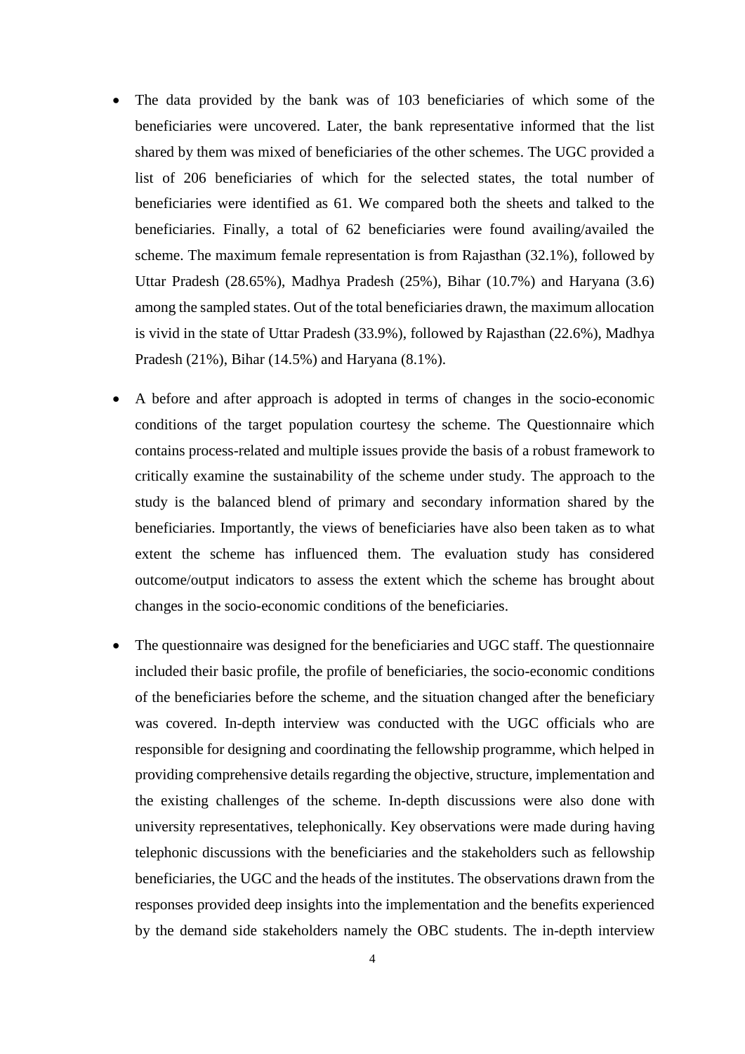- The data provided by the bank was of 103 beneficiaries of which some of the beneficiaries were uncovered. Later, the bank representative informed that the list shared by them was mixed of beneficiaries of the other schemes. The UGC provided a list of 206 beneficiaries of which for the selected states, the total number of beneficiaries were identified as 61. We compared both the sheets and talked to the beneficiaries. Finally, a total of 62 beneficiaries were found availing/availed the scheme. The maximum female representation is from Rajasthan (32.1%), followed by Uttar Pradesh (28.65%), Madhya Pradesh (25%), Bihar (10.7%) and Haryana (3.6) among the sampled states. Out of the total beneficiaries drawn, the maximum allocation is vivid in the state of Uttar Pradesh (33.9%), followed by Rajasthan (22.6%), Madhya Pradesh (21%), Bihar (14.5%) and Haryana (8.1%).

- A before and after approach is adopted in terms of changes in the socio-economic conditions of the target population courtesy the scheme. The Questionnaire which contains process-related and multiple issues provide the basis of a robust framework to critically examine the sustainability of the scheme under study. The approach to the study is the balanced blend of primary and secondary information shared by the beneficiaries. Importantly, the views of beneficiaries have also been taken as to what extent the scheme has influenced them. The evaluation study has considered outcome/output indicators to assess the extent which the scheme has brought about changes in the socio-economic conditions of the beneficiaries.

- The questionnaire was designed for the beneficiaries and UGC staff. The questionnaire included their basic profile, the profile of beneficiaries, the socio-economic conditions of the beneficiaries before the scheme, and the situation changed after the beneficiary was covered. In-depth interview was conducted with the UGC officials who are responsible for designing and coordinating the fellowship programme, which helped in providing comprehensive details regarding the objective, structure, implementation and the existing challenges of the scheme. In-depth discussions were also done with university representatives, telephonically. Key observations were made during having telephonic discussions with the beneficiaries and the stakeholders such as fellowship beneficiaries, the UGC and the heads of the institutes. The observations drawn from the responses provided deep insights into the implementation and the benefits experienced by the demand side stakeholders namely the OBC students. The in-depth interview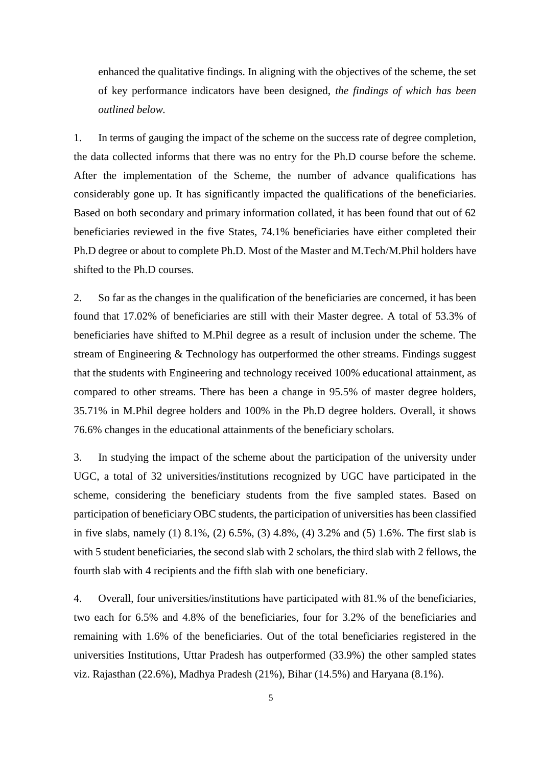enhanced the qualitative findings. In aligning with the objectives of the scheme, the set of key performance indicators have been designed, *the findings of which has been outlined below.*

1. In terms of gauging the impact of the scheme on the success rate of degree completion, the data collected informs that there was no entry for the Ph.D course before the scheme. After the implementation of the Scheme, the number of advance qualifications has considerably gone up. It has significantly impacted the qualifications of the beneficiaries. Based on both secondary and primary information collated, it has been found that out of 62 beneficiaries reviewed in the five States, 74.1% beneficiaries have either completed their Ph.D degree or about to complete Ph.D. Most of the Master and M.Tech/M.Phil holders have shifted to the Ph.D courses.

2. So far as the changes in the qualification of the beneficiaries are concerned, it has been found that 17.02% of beneficiaries are still with their Master degree. A total of 53.3% of beneficiaries have shifted to M.Phil degree as a result of inclusion under the scheme. The stream of Engineering & Technology has outperformed the other streams. Findings suggest that the students with Engineering and technology received 100% educational attainment, as compared to other streams. There has been a change in 95.5% of master degree holders, 35.71% in M.Phil degree holders and 100% in the Ph.D degree holders. Overall, it shows 76.6% changes in the educational attainments of the beneficiary scholars.

3. In studying the impact of the scheme about the participation of the university under UGC, a total of 32 universities/institutions recognized by UGC have participated in the scheme, considering the beneficiary students from the five sampled states. Based on participation of beneficiary OBC students, the participation of universities has been classified in five slabs, namely (1) 8.1%, (2) 6.5%, (3) 4.8%, (4) 3.2% and (5) 1.6%. The first slab is with 5 student beneficiaries, the second slab with 2 scholars, the third slab with 2 fellows, the fourth slab with 4 recipients and the fifth slab with one beneficiary.

4. Overall, four universities/institutions have participated with 81.% of the beneficiaries, two each for 6.5% and 4.8% of the beneficiaries, four for 3.2% of the beneficiaries and remaining with 1.6% of the beneficiaries. Out of the total beneficiaries registered in the universities Institutions, Uttar Pradesh has outperformed (33.9%) the other sampled states viz. Rajasthan (22.6%), Madhya Pradesh (21%), Bihar (14.5%) and Haryana (8.1%).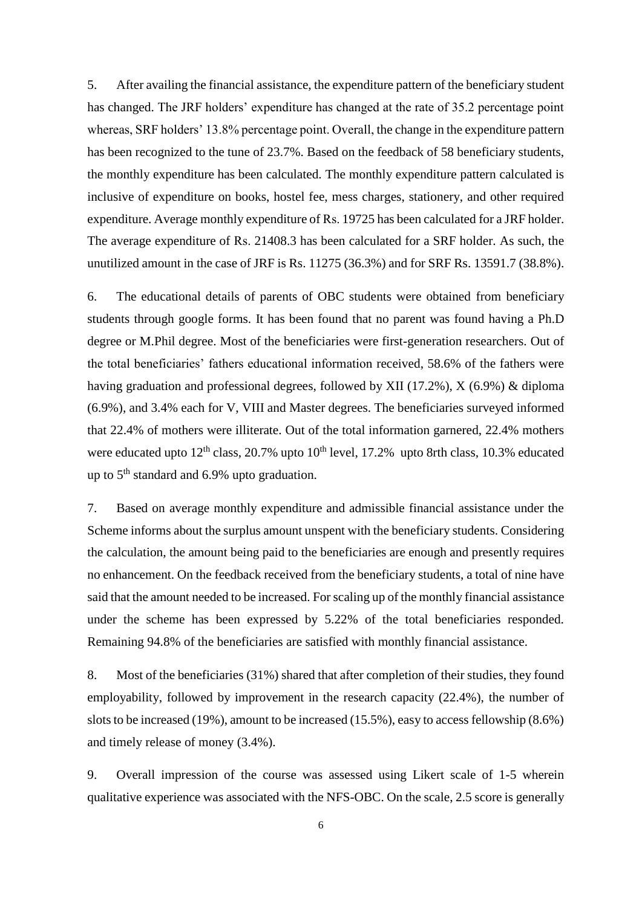5. After availing the financial assistance, the expenditure pattern of the beneficiary student has changed. The JRF holders' expenditure has changed at the rate of 35.2 percentage point whereas, SRF holders' 13.8% percentage point. Overall, the change in the expenditure pattern has been recognized to the tune of 23.7%. Based on the feedback of 58 beneficiary students, the monthly expenditure has been calculated. The monthly expenditure pattern calculated is inclusive of expenditure on books, hostel fee, mess charges, stationery, and other required expenditure. Average monthly expenditure of Rs. 19725 has been calculated for a JRF holder. The average expenditure of Rs. 21408.3 has been calculated for a SRF holder. As such, the unutilized amount in the case of JRF is Rs. 11275 (36.3%) and for SRF Rs. 13591.7 (38.8%).

6. The educational details of parents of OBC students were obtained from beneficiary students through google forms. It has been found that no parent was found having a Ph.D degree or M.Phil degree. Most of the beneficiaries were first-generation researchers. Out of the total beneficiaries' fathers educational information received, 58.6% of the fathers were having graduation and professional degrees, followed by XII (17.2%), X (6.9%) & diploma (6.9%), and 3.4% each for V, VIII and Master degrees. The beneficiaries surveyed informed that 22.4% of mothers were illiterate. Out of the total information garnered, 22.4% mothers were educated upto 12th class, 20.7% upto 10th level, 17.2% upto 8rth class, 10.3% educated up to 5th standard and 6.9% upto graduation.

7. Based on average monthly expenditure and admissible financial assistance under the Scheme informs about the surplus amount unspent with the beneficiary students. Considering the calculation, the amount being paid to the beneficiaries are enough and presently requires no enhancement. On the feedback received from the beneficiary students, a total of nine have said that the amount needed to be increased. For scaling up of the monthly financial assistance under the scheme has been expressed by 5.22% of the total beneficiaries responded. Remaining 94.8% of the beneficiaries are satisfied with monthly financial assistance.

8. Most of the beneficiaries (31%) shared that after completion of their studies, they found employability, followed by improvement in the research capacity (22.4%), the number of slots to be increased (19%), amount to be increased (15.5%), easy to access fellowship (8.6%) and timely release of money (3.4%).

9. Overall impression of the course was assessed using Likert scale of 1-5 wherein qualitative experience was associated with the NFS-OBC. On the scale, 2.5 score is generally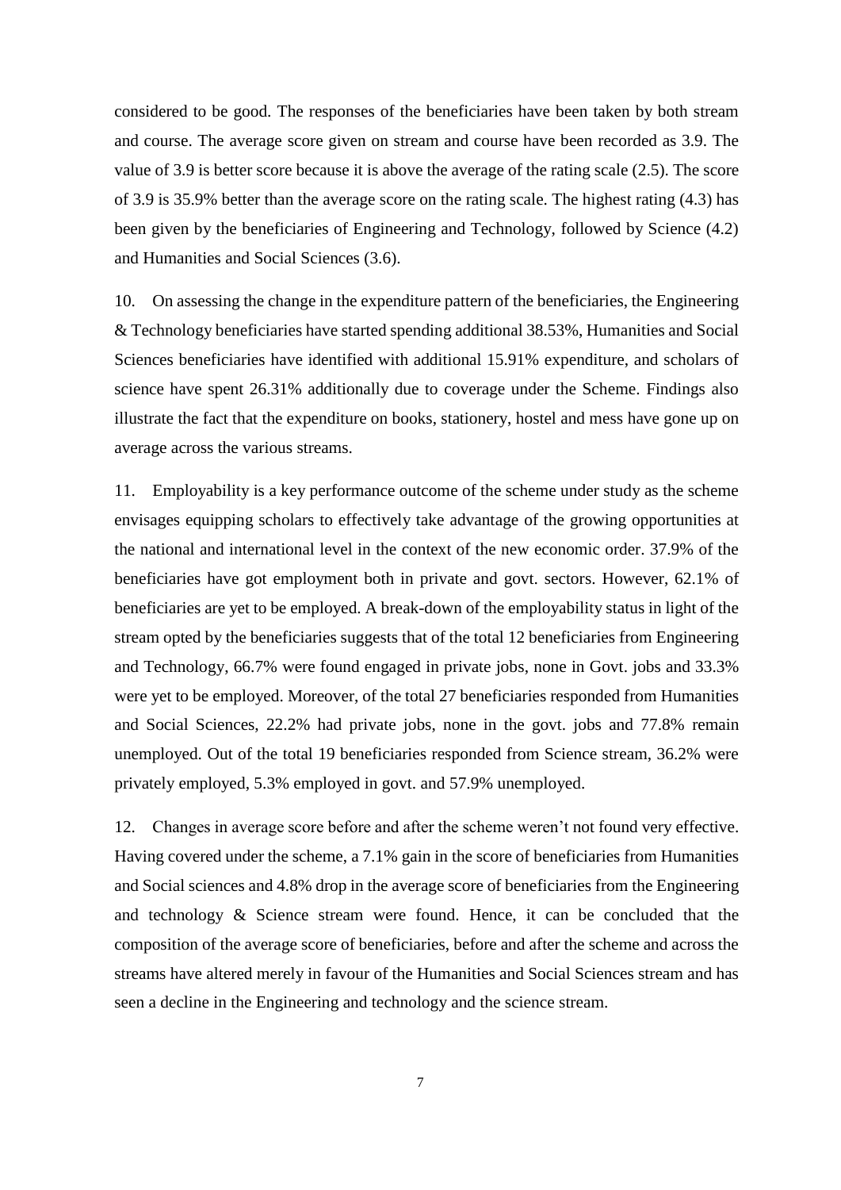considered to be good. The responses of the beneficiaries have been taken by both stream and course. The average score given on stream and course have been recorded as 3.9. The value of 3.9 is better score because it is above the average of the rating scale (2.5). The score of 3.9 is 35.9% better than the average score on the rating scale. The highest rating (4.3) has been given by the beneficiaries of Engineering and Technology, followed by Science (4.2) and Humanities and Social Sciences (3.6).

10. On assessing the change in the expenditure pattern of the beneficiaries, the Engineering & Technology beneficiaries have started spending additional 38.53%, Humanities and Social Sciences beneficiaries have identified with additional 15.91% expenditure, and scholars of science have spent 26.31% additionally due to coverage under the Scheme. Findings also illustrate the fact that the expenditure on books, stationery, hostel and mess have gone up on average across the various streams.

11. Employability is a key performance outcome of the scheme under study as the scheme envisages equipping scholars to effectively take advantage of the growing opportunities at the national and international level in the context of the new economic order. 37.9% of the beneficiaries have got employment both in private and govt. sectors. However, 62.1% of beneficiaries are yet to be employed. A break-down of the employability status in light of the stream opted by the beneficiaries suggests that of the total 12 beneficiaries from Engineering and Technology, 66.7% were found engaged in private jobs, none in Govt. jobs and 33.3% were yet to be employed. Moreover, of the total 27 beneficiaries responded from Humanities and Social Sciences, 22.2% had private jobs, none in the govt. jobs and 77.8% remain unemployed. Out of the total 19 beneficiaries responded from Science stream, 36.2% were privately employed, 5.3% employed in govt. and 57.9% unemployed.

12. Changes in average score before and after the scheme weren't not found very effective. Having covered under the scheme, a 7.1% gain in the score of beneficiaries from Humanities and Social sciences and 4.8% drop in the average score of beneficiaries from the Engineering and technology & Science stream were found. Hence, it can be concluded that the composition of the average score of beneficiaries, before and after the scheme and across the streams have altered merely in favour of the Humanities and Social Sciences stream and has seen a decline in the Engineering and technology and the science stream.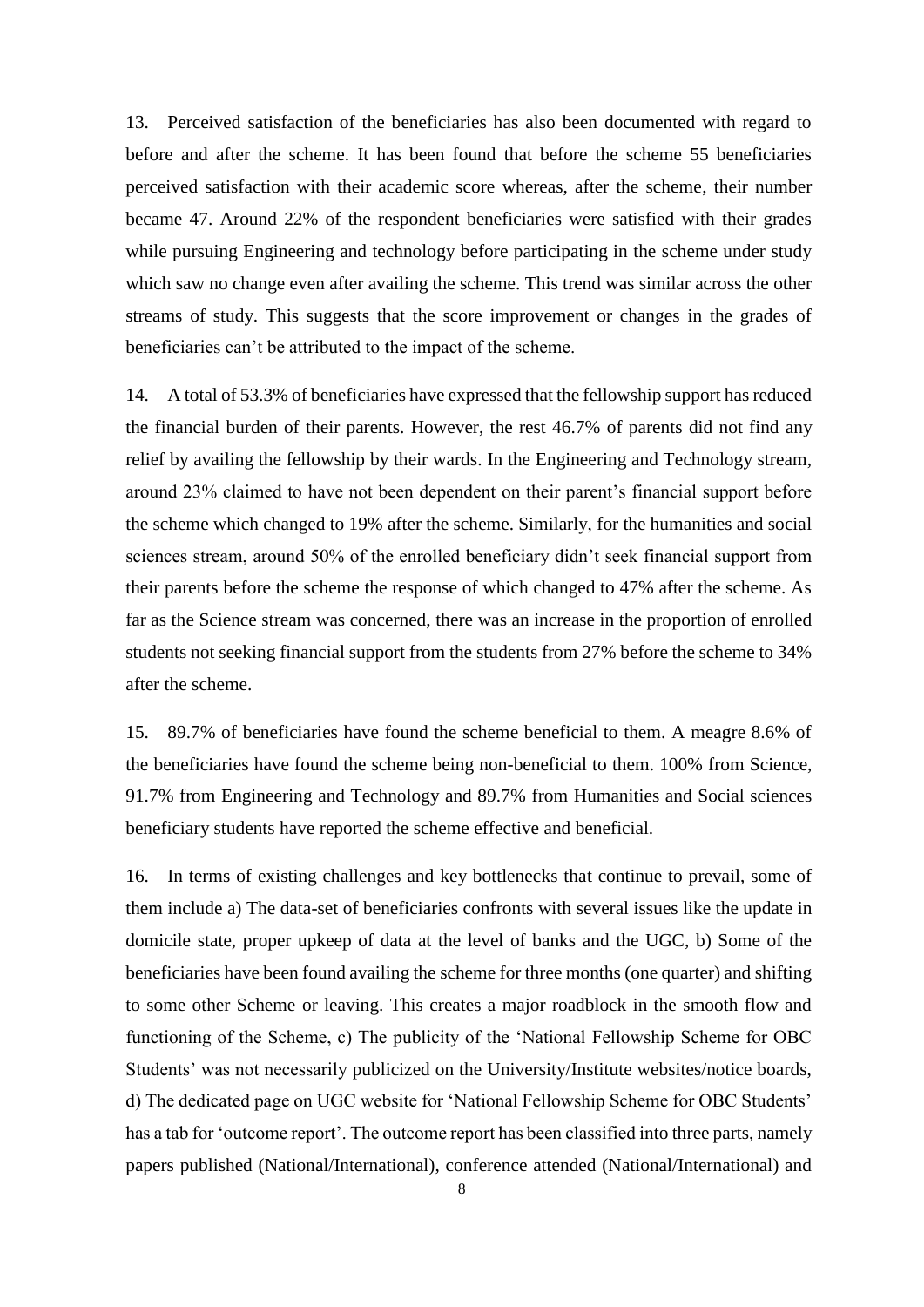13. Perceived satisfaction of the beneficiaries has also been documented with regard to before and after the scheme. It has been found that before the scheme 55 beneficiaries perceived satisfaction with their academic score whereas, after the scheme, their number became 47. Around 22% of the respondent beneficiaries were satisfied with their grades while pursuing Engineering and technology before participating in the scheme under study which saw no change even after availing the scheme. This trend was similar across the other streams of study. This suggests that the score improvement or changes in the grades of beneficiaries can't be attributed to the impact of the scheme.

14. A total of 53.3% of beneficiaries have expressed that the fellowship support has reduced the financial burden of their parents. However, the rest 46.7% of parents did not find any relief by availing the fellowship by their wards. In the Engineering and Technology stream, around 23% claimed to have not been dependent on their parent's financial support before the scheme which changed to 19% after the scheme. Similarly, for the humanities and social sciences stream, around 50% of the enrolled beneficiary didn't seek financial support from their parents before the scheme the response of which changed to 47% after the scheme. As far as the Science stream was concerned, there was an increase in the proportion of enrolled students not seeking financial support from the students from 27% before the scheme to 34% after the scheme.

15. 89.7% of beneficiaries have found the scheme beneficial to them. A meagre 8.6% of the beneficiaries have found the scheme being non-beneficial to them. 100% from Science, 91.7% from Engineering and Technology and 89.7% from Humanities and Social sciences beneficiary students have reported the scheme effective and beneficial.

16. In terms of existing challenges and key bottlenecks that continue to prevail, some of them include a) The data-set of beneficiaries confronts with several issues like the update in domicile state, proper upkeep of data at the level of banks and the UGC, b) Some of the beneficiaries have been found availing the scheme for three months (one quarter) and shifting to some other Scheme or leaving. This creates a major roadblock in the smooth flow and functioning of the Scheme, c) The publicity of the 'National Fellowship Scheme for OBC Students' was not necessarily publicized on the University/Institute websites/notice boards, d) The dedicated page on UGC website for 'National Fellowship Scheme for OBC Students' has a tab for 'outcome report'. The outcome report has been classified into three parts, namely papers published (National/International), conference attended (National/International) and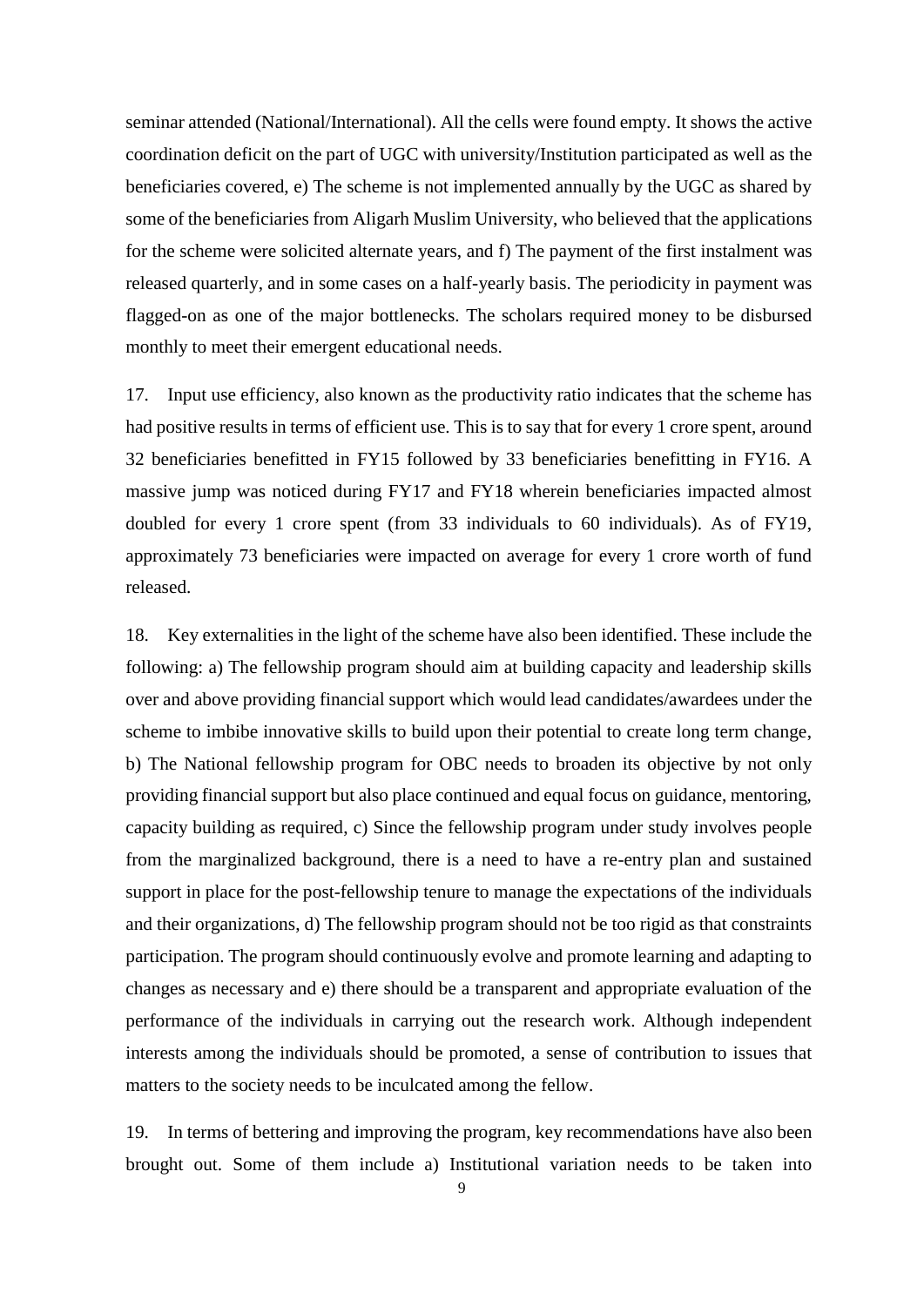seminar attended (National/International). All the cells were found empty. It shows the active coordination deficit on the part of UGC with university/Institution participated as well as the beneficiaries covered, e) The scheme is not implemented annually by the UGC as shared by some of the beneficiaries from Aligarh Muslim University, who believed that the applications for the scheme were solicited alternate years, and f) The payment of the first instalment was released quarterly, and in some cases on a half-yearly basis. The periodicity in payment was flagged-on as one of the major bottlenecks. The scholars required money to be disbursed monthly to meet their emergent educational needs.

17. Input use efficiency, also known as the productivity ratio indicates that the scheme has had positive results in terms of efficient use. This is to say that for every 1 crore spent, around 32 beneficiaries benefitted in FY15 followed by 33 beneficiaries benefitting in FY16. A massive jump was noticed during FY17 and FY18 wherein beneficiaries impacted almost doubled for every 1 crore spent (from 33 individuals to 60 individuals). As of FY19, approximately 73 beneficiaries were impacted on average for every 1 crore worth of fund released.

18. Key externalities in the light of the scheme have also been identified. These include the following: a) The fellowship program should aim at building capacity and leadership skills over and above providing financial support which would lead candidates/awardees under the scheme to imbibe innovative skills to build upon their potential to create long term change, b) The National fellowship program for OBC needs to broaden its objective by not only providing financial support but also place continued and equal focus on guidance, mentoring, capacity building as required, c) Since the fellowship program under study involves people from the marginalized background, there is a need to have a re-entry plan and sustained support in place for the post-fellowship tenure to manage the expectations of the individuals and their organizations, d) The fellowship program should not be too rigid as that constraints participation. The program should continuously evolve and promote learning and adapting to changes as necessary and e) there should be a transparent and appropriate evaluation of the performance of the individuals in carrying out the research work. Although independent interests among the individuals should be promoted, a sense of contribution to issues that matters to the society needs to be inculcated among the fellow.

19. In terms of bettering and improving the program, key recommendations have also been brought out. Some of them include a) Institutional variation needs to be taken into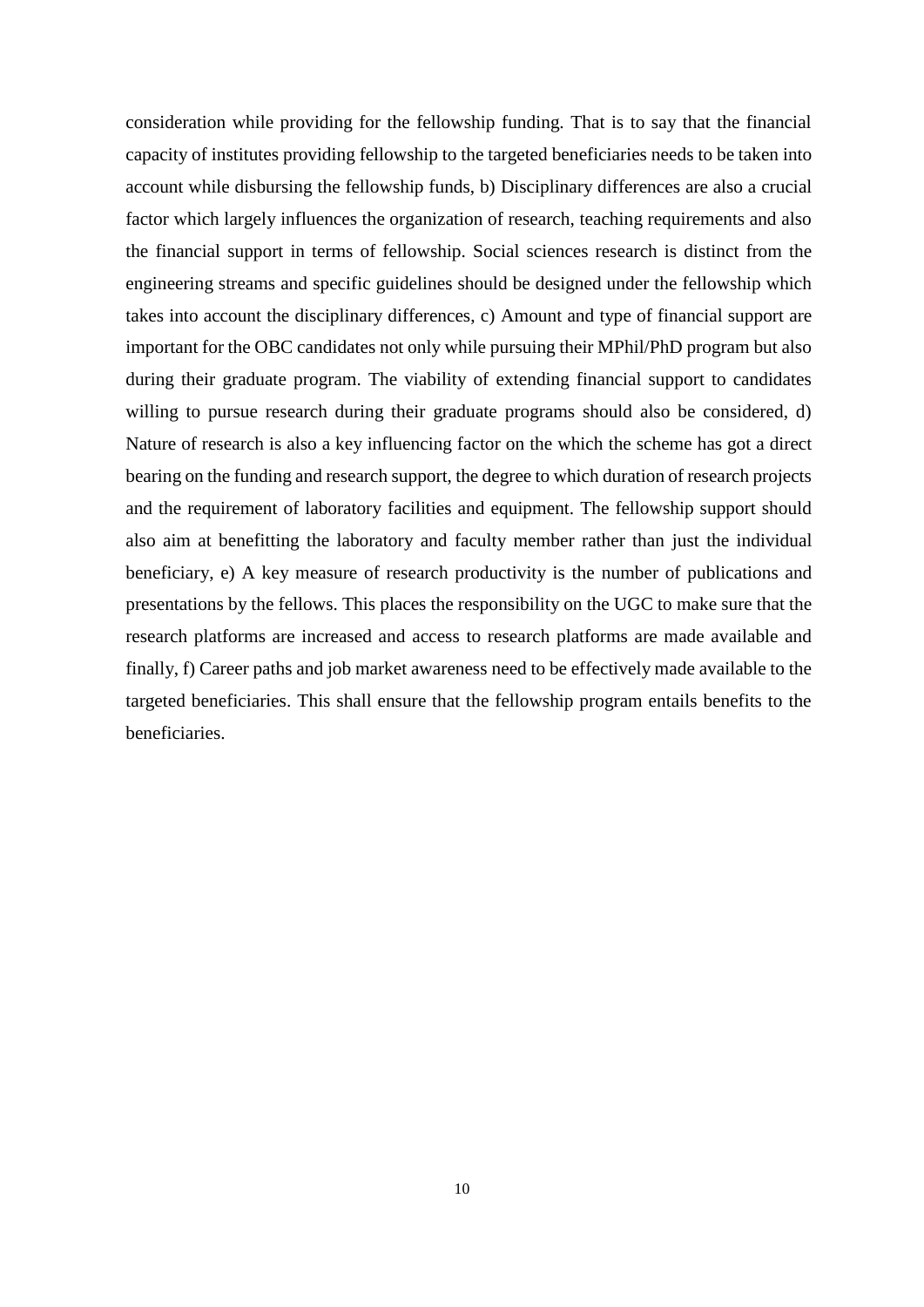consideration while providing for the fellowship funding. That is to say that the financial capacity of institutes providing fellowship to the targeted beneficiaries needs to be taken into account while disbursing the fellowship funds, b) Disciplinary differences are also a crucial factor which largely influences the organization of research, teaching requirements and also the financial support in terms of fellowship. Social sciences research is distinct from the engineering streams and specific guidelines should be designed under the fellowship which takes into account the disciplinary differences, c) Amount and type of financial support are important for the OBC candidates not only while pursuing their MPhil/PhD program but also during their graduate program. The viability of extending financial support to candidates willing to pursue research during their graduate programs should also be considered, d) Nature of research is also a key influencing factor on the which the scheme has got a direct bearing on the funding and research support, the degree to which duration of research projects and the requirement of laboratory facilities and equipment. The fellowship support should also aim at benefitting the laboratory and faculty member rather than just the individual beneficiary, e) A key measure of research productivity is the number of publications and presentations by the fellows. This places the responsibility on the UGC to make sure that the research platforms are increased and access to research platforms are made available and finally, f) Career paths and job market awareness need to be effectively made available to the targeted beneficiaries. This shall ensure that the fellowship program entails benefits to the beneficiaries.